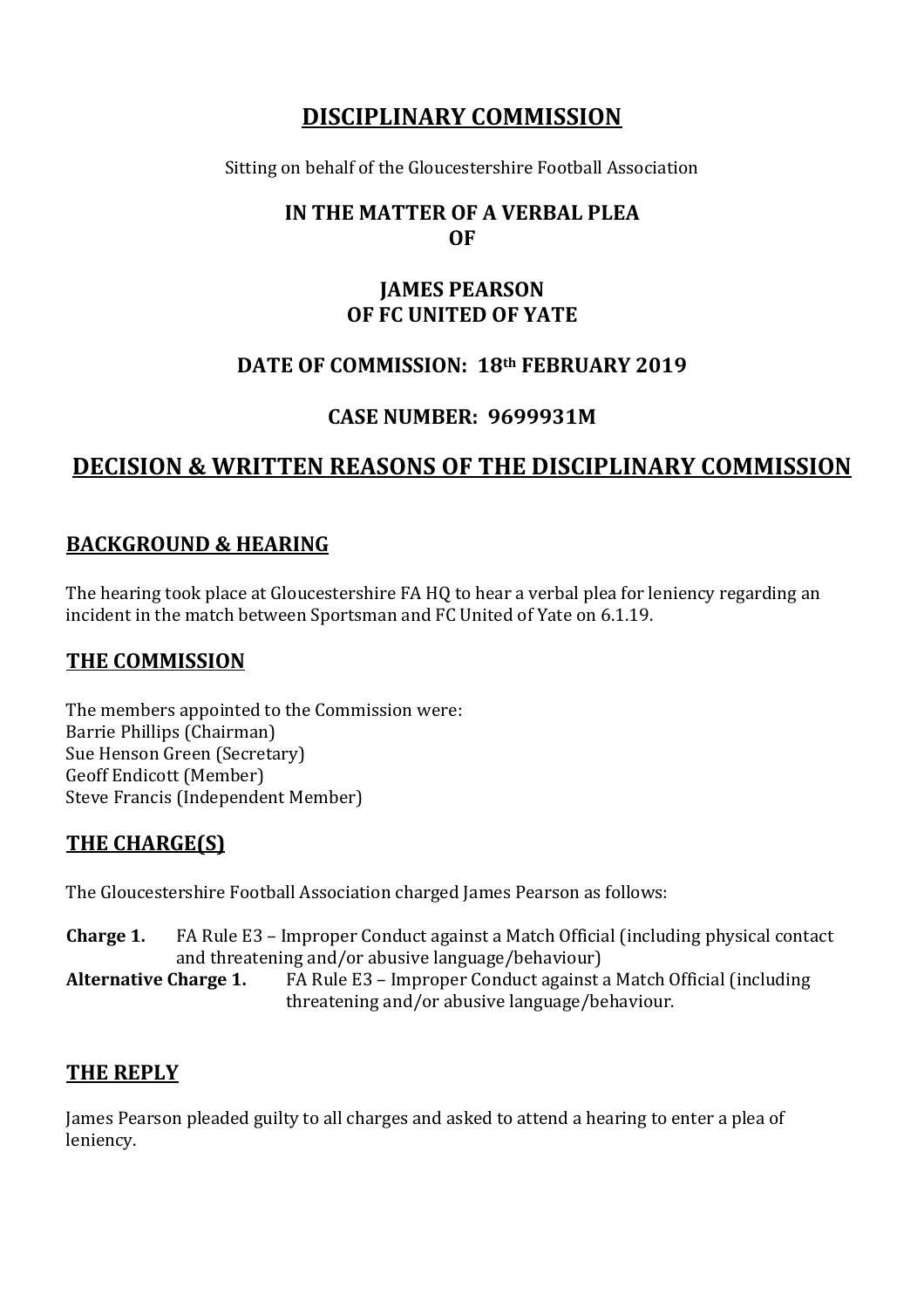# DISCIPLINARY COMMISSION

Sitting on behalf of the Gloucestershire Football Association

## IN THE MATTER OF A VERBAL PLEA OF

## JAMES PEARSON OF FC UNITED OF YATE

### DATE OF COMMISSION: 18th FEBRUARY 2019

### CASE NUMBER: 9699931M

## DECISION & WRITTEN REASONS OF THE DISCIPLINARY COMMISSION

### BACKGROUND & HEARING

The hearing took place at Gloucestershire FA HQ to hear a verbal plea for leniency regarding an incident in the match between Sportsman and FC United of Yate on 6.1.19.

### THE COMMISSION

The members appointed to the Commission were:
Barrie Phillips (Chairman)
Sue Henson Green (Secretary)
Geoff Endicott (Member)
Steve Francis (Independent Member)

### THE CHARGE(S)

The Gloucestershire Football Association charged James Pearson as follows:

**Charge 1.** FA Rule E3 – Improper Conduct against a Match Official (including physical contact and threatening and/or abusive language/behaviour)
**Alternative Charge 1.** FA Rule E3 – Improper Conduct against a Match Official (including threatening and/or abusive language/behaviour.

### THE REPLY

James Pearson pleaded guilty to all charges and asked to attend a hearing to enter a plea of leniency.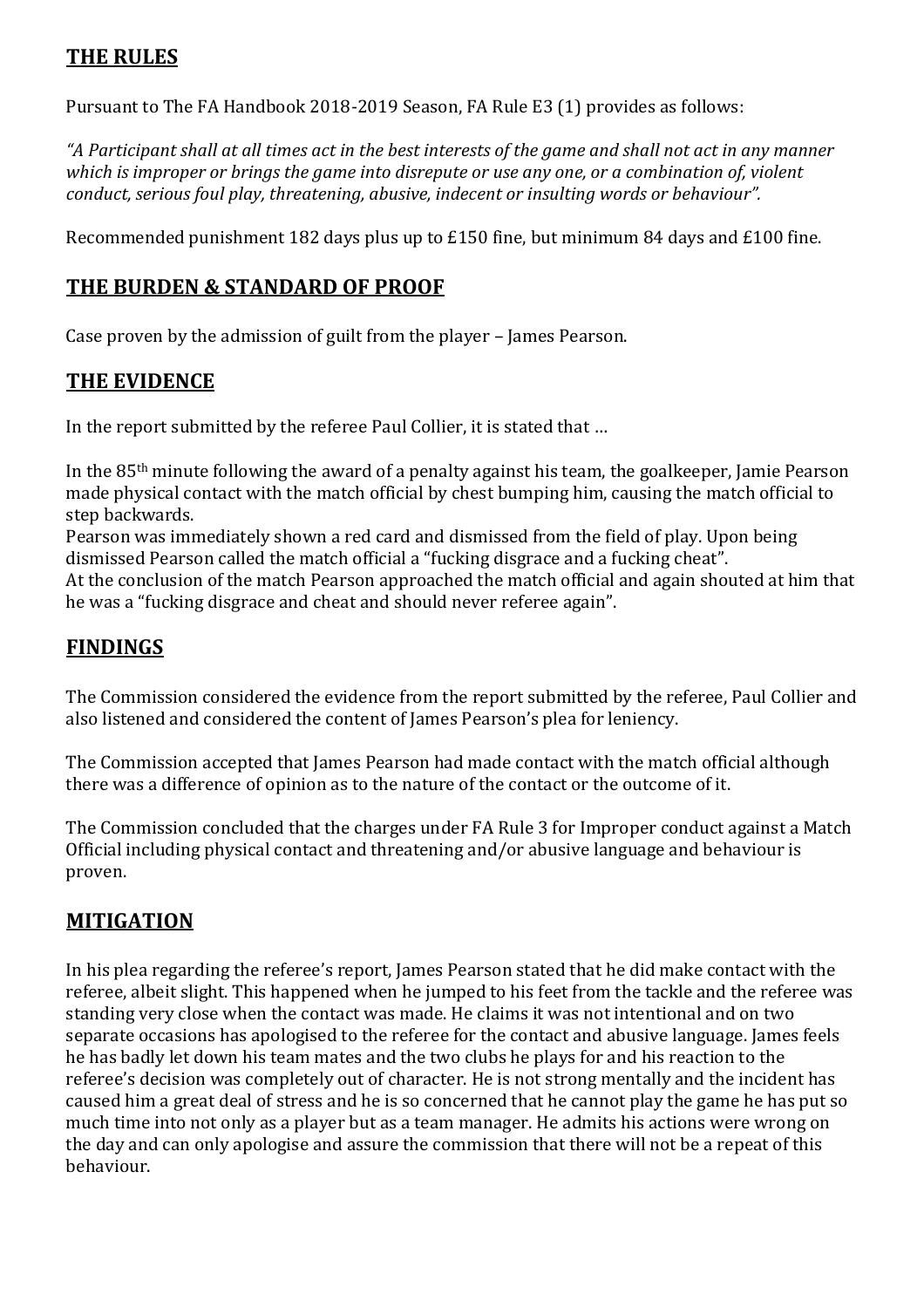## THE RULES

Pursuant to The FA Handbook 2018-2019 Season, FA Rule E3 (1) provides as follows:

*"A Participant shall at all times act in the best interests of the game and shall not act in any manner which is improper or brings the game into disrepute or use any one, or a combination of, violent conduct, serious foul play, threatening, abusive, indecent or insulting words or behaviour".*

Recommended punishment 182 days plus up to £150 fine, but minimum 84 days and £100 fine.

## THE BURDEN & STANDARD OF PROOF

Case proven by the admission of guilt from the player – James Pearson.

## THE EVIDENCE

In the report submitted by the referee Paul Collier, it is stated that …

In the 85th minute following the award of a penalty against his team, the goalkeeper, Jamie Pearson made physical contact with the match official by chest bumping him, causing the match official to step backwards.
Pearson was immediately shown a red card and dismissed from the field of play. Upon being dismissed Pearson called the match official a "fucking disgrace and a fucking cheat".
At the conclusion of the match Pearson approached the match official and again shouted at him that he was a "fucking disgrace and cheat and should never referee again".

## FINDINGS

The Commission considered the evidence from the report submitted by the referee, Paul Collier and also listened and considered the content of James Pearson's plea for leniency.

The Commission accepted that James Pearson had made contact with the match official although there was a difference of opinion as to the nature of the contact or the outcome of it.

The Commission concluded that the charges under FA Rule 3 for Improper conduct against a Match Official including physical contact and threatening and/or abusive language and behaviour is proven.

## MITIGATION

In his plea regarding the referee's report, James Pearson stated that he did make contact with the referee, albeit slight. This happened when he jumped to his feet from the tackle and the referee was standing very close when the contact was made. He claims it was not intentional and on two separate occasions has apologised to the referee for the contact and abusive language. James feels he has badly let down his team mates and the two clubs he plays for and his reaction to the referee's decision was completely out of character. He is not strong mentally and the incident has caused him a great deal of stress and he is so concerned that he cannot play the game he has put so much time into not only as a player but as a team manager. He admits his actions were wrong on the day and can only apologise and assure the commission that there will not be a repeat of this behaviour.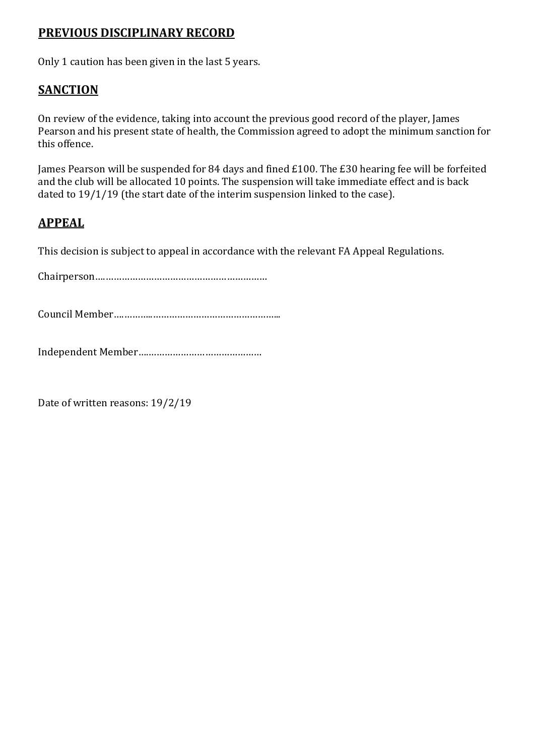## PREVIOUS DISCIPLINARY RECORD

Only 1 caution has been given in the last 5 years.

## SANCTION

On review of the evidence, taking into account the previous good record of the player, James Pearson and his present state of health, the Commission agreed to adopt the minimum sanction for this offence.

James Pearson will be suspended for 84 days and fined £100. The £30 hearing fee will be forfeited and the club will be allocated 10 points. The suspension will take immediate effect and is back dated to 19/1/19 (the start date of the interim suspension linked to the case).

## APPEAL

This decision is subject to appeal in accordance with the relevant FA Appeal Regulations.

Chairperson………………………………………………………

Council Member…………..…………………………………………..

Independent Member………………………………………

Date of written reasons: 19/2/19